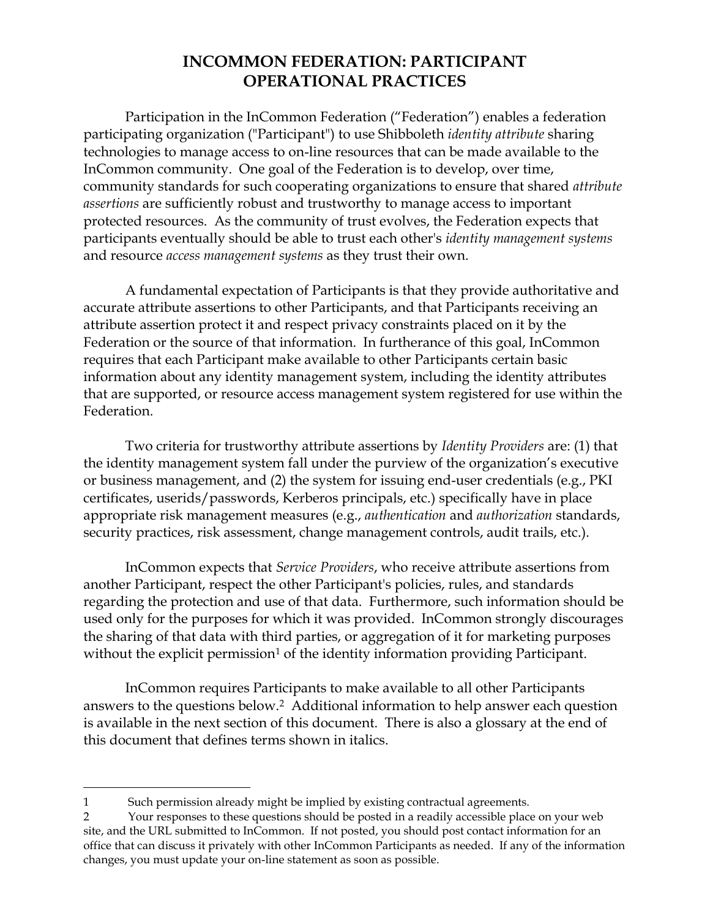# INCOMMON FEDERATION: PARTICIPANT OPERATIONAL PRACTICES

Participation in the InCommon Federation ("Federation") enables a federation participating organization ("Participant") to use Shibboleth *identity attribute* sharing technologies to manage access to on-line resources that can be made available to the InCommon community. One goal of the Federation is to develop, over time, community standards for such cooperating organizations to ensure that shared *attribute assertions* are sufficiently robust and trustworthy to manage access to important protected resources. As the community of trust evolves, the Federation expects that participants eventually should be able to trust each other's *identity management systems* and resource *access management systems* as they trust their own.

A fundamental expectation of Participants is that they provide authoritative and accurate attribute assertions to other Participants, and that Participants receiving an attribute assertion protect it and respect privacy constraints placed on it by the Federation or the source of that information. In furtherance of this goal, InCommon requires that each Participant make available to other Participants certain basic information about any identity management system, including the identity attributes that are supported, or resource access management system registered for use within the Federation.

Two criteria for trustworthy attribute assertions by *Identity Providers* are: (1) that the identity management system fall under the purview of the organization's executive or business management, and (2) the system for issuing end-user credentials (e.g., PKI certificates, userids/passwords, Kerberos principals, etc.) specifically have in place appropriate risk management measures (e.g., *authentication* and *authorization* standards, security practices, risk assessment, change management controls, audit trails, etc.).

InCommon expects that *Service Providers*, who receive attribute assertions from another Participant, respect the other Participant's policies, rules, and standards regarding the protection and use of that data. Furthermore, such information should be used only for the purposes for which it was provided. InCommon strongly discourages the sharing of that data with third parties, or aggregation of it for marketing purposes without the explicit permission[1] of the identity information providing Participant.

InCommon requires Participants to make available to all other Participants answers to the questions below.[2] Additional information to help answer each question is available in the next section of this document. There is also a glossary at the end of this document that defines terms shown in italics.

---

1 Such permission already might be implied by existing contractual agreements.

2 Your responses to these questions should be posted in a readily accessible place on your web site, and the URL submitted to InCommon. If not posted, you should post contact information for an office that can discuss it privately with other InCommon Participants as needed. If any of the information changes, you must update your on-line statement as soon as possible.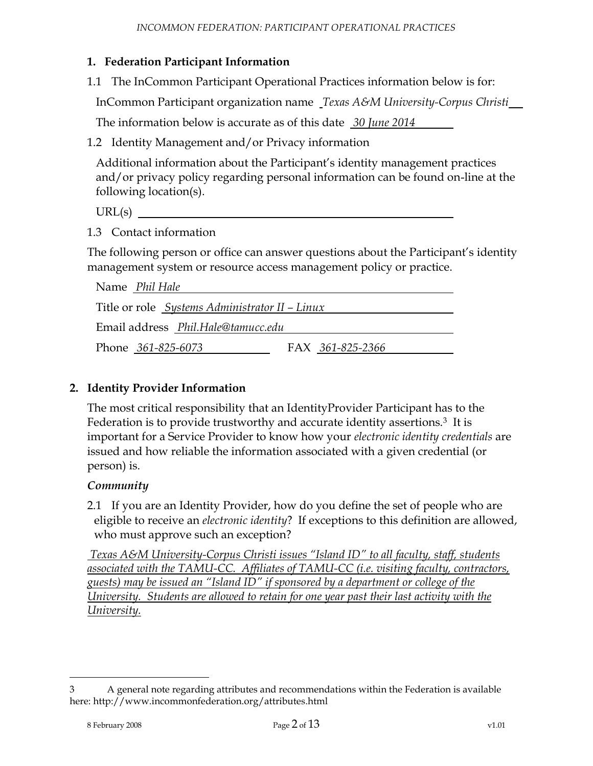## 1. Federation Participant Information

1.1 The InCommon Participant Operational Practices information below is for:

InCommon Participant organization name *Texas A&M University-Corpus Christi*

The information below is accurate as of this date *30 June 2014*

1.2 Identity Management and/or Privacy information

Additional information about the Participant's identity management practices and/or privacy policy regarding personal information can be found on-line at the following location(s).

URL(s)

1.3 Contact information

The following person or office can answer questions about the Participant's identity management system or resource access management policy or practice.

Name *Phil Hale*

Title or role *Systems Administrator II – Linux*

Email address *Phil.Hale@tamucc.edu*

Phone *361-825-6073* FAX *361-825-2366*

## 2. Identity Provider Information

The most critical responsibility that an IdentityProvider Participant has to the Federation is to provide trustworthy and accurate identity assertions.[3] It is important for a Service Provider to know how your *electronic identity credentials* are issued and how reliable the information associated with a given credential (or person) is.

### *Community*

2.1 If you are an Identity Provider, how do you define the set of people who are eligible to receive an *electronic identity*? If exceptions to this definition are allowed, who must approve such an exception?

*Texas A&M University-Corpus Christi issues "Island ID" to all faculty, staff, students associated with the TAMU-CC. Affiliates of TAMU-CC (i.e. visiting faculty, contractors, guests) may be issued an "Island ID" if sponsored by a department or college of the University. Students are allowed to retain for one year past their last activity with the University.*

---

[3] A general note regarding attributes and recommendations within the Federation is available here: http://www.incommonfederation.org/attributes.html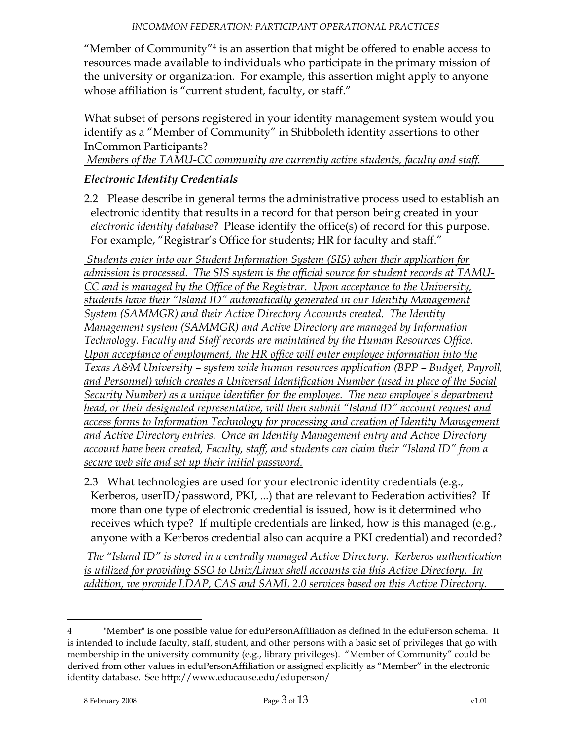"Member of Community"[4] is an assertion that might be offered to enable access to resources made available to individuals who participate in the primary mission of the university or organization. For example, this assertion might apply to anyone whose affiliation is "current student, faculty, or staff."

What subset of persons registered in your identity management system would you identify as a "Member of Community" in Shibboleth identity assertions to other InCommon Participants?

*Members of the TAMU-CC community are currently active students, faculty and staff.*

### *Electronic Identity Credentials*

2.2 Please describe in general terms the administrative process used to establish an electronic identity that results in a record for that person being created in your *electronic identity database*? Please identify the office(s) of record for this purpose. For example, "Registrar's Office for students; HR for faculty and staff."

*Students enter into our Student Information System (SIS) when their application for admission is processed. The SIS system is the official source for student records at TAMU-CC and is managed by the Office of the Registrar. Upon acceptance to the University, students have their "Island ID" automatically generated in our Identity Management System (SAMMGR) and their Active Directory Accounts created. The Identity Management system (SAMMGR) and Active Directory are managed by Information Technology. Faculty and Staff records are maintained by the Human Resources Office. Upon acceptance of employment, the HR office will enter employee information into the Texas A&M University – system wide human resources application (BPP – Budget, Payroll, and Personnel) which creates a Universal Identification Number (used in place of the Social Security Number) as a unique identifier for the employee. The new employee's department head, or their designated representative, will then submit "Island ID" account request and access forms to Information Technology for processing and creation of Identity Management and Active Directory entries. Once an Identity Management entry and Active Directory account have been created, Faculty, staff, and students can claim their "Island ID" from a secure web site and set up their initial password.*

2.3 What technologies are used for your electronic identity credentials (e.g., Kerberos, userID/password, PKI, ...) that are relevant to Federation activities? If more than one type of electronic credential is issued, how is it determined who receives which type? If multiple credentials are linked, how is this managed (e.g., anyone with a Kerberos credential also can acquire a PKI credential) and recorded?

*The "Island ID" is stored in a centrally managed Active Directory. Kerberos authentication is utilized for providing SSO to Unix/Linux shell accounts via this Active Directory. In addition, we provide LDAP, CAS and SAML 2.0 services based on this Active Directory.*

---

[4] "Member" is one possible value for eduPersonAffiliation as defined in the eduPerson schema. It is intended to include faculty, staff, student, and other persons with a basic set of privileges that go with membership in the university community (e.g., library privileges). "Member of Community" could be derived from other values in eduPersonAffiliation or assigned explicitly as "Member" in the electronic identity database. See http://www.educause.edu/eduperson/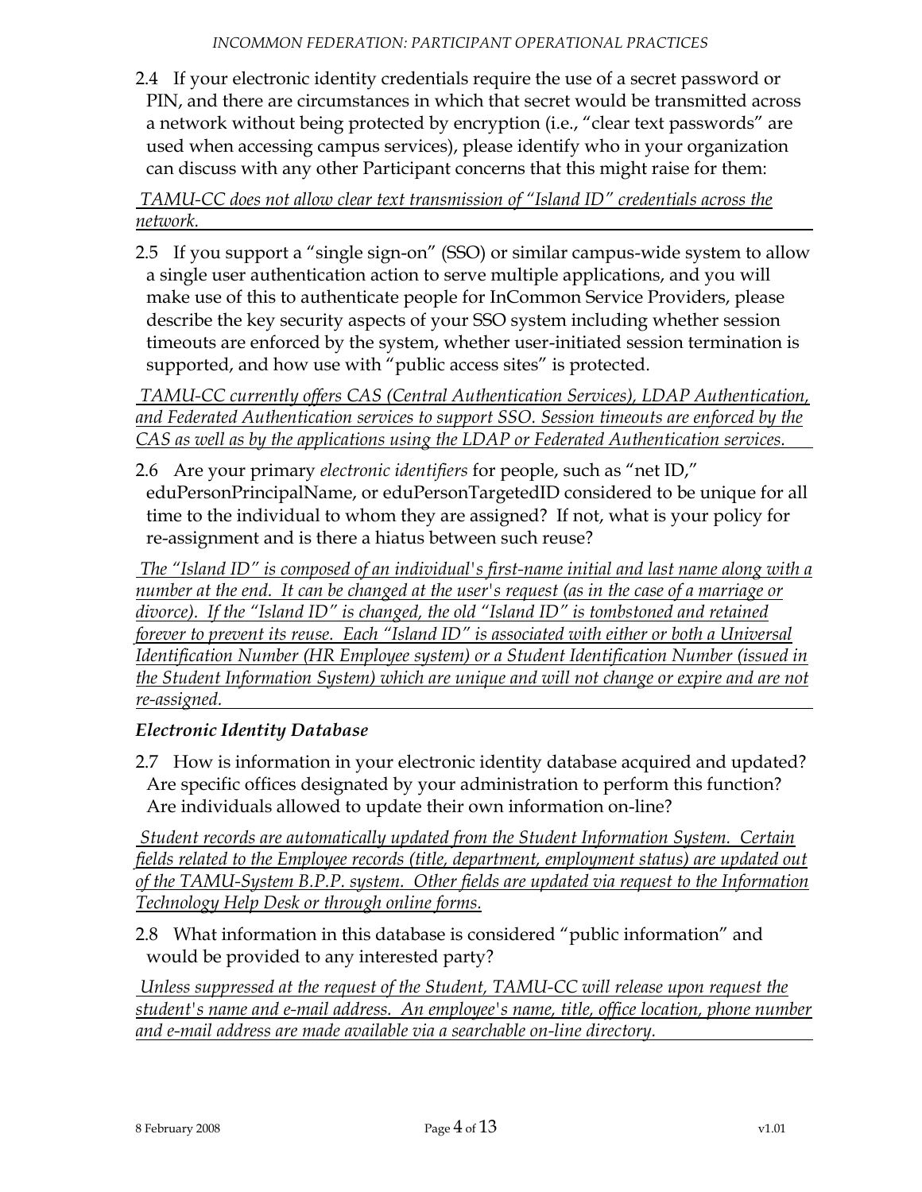2.4 If your electronic identity credentials require the use of a secret password or PIN, and there are circumstances in which that secret would be transmitted across a network without being protected by encryption (i.e., "clear text passwords" are used when accessing campus services), please identify who in your organization can discuss with any other Participant concerns that this might raise for them:

*TAMU-CC does not allow clear text transmission of "Island ID" credentials across the network.*

2.5 If you support a "single sign-on" (SSO) or similar campus-wide system to allow a single user authentication action to serve multiple applications, and you will make use of this to authenticate people for InCommon Service Providers, please describe the key security aspects of your SSO system including whether session timeouts are enforced by the system, whether user-initiated session termination is supported, and how use with "public access sites" is protected.

*TAMU-CC currently offers CAS (Central Authentication Services), LDAP Authentication, and Federated Authentication services to support SSO. Session timeouts are enforced by the CAS as well as by the applications using the LDAP or Federated Authentication services.*

2.6 Are your primary *electronic identifiers* for people, such as "net ID," eduPersonPrincipalName, or eduPersonTargetedID considered to be unique for all time to the individual to whom they are assigned? If not, what is your policy for re-assignment and is there a hiatus between such reuse?

*The "Island ID" is composed of an individual's first-name initial and last name along with a number at the end. It can be changed at the user's request (as in the case of a marriage or divorce). If the "Island ID" is changed, the old "Island ID" is tombstoned and retained forever to prevent its reuse. Each "Island ID" is associated with either or both a Universal Identification Number (HR Employee system) or a Student Identification Number (issued in the Student Information System) which are unique and will not change or expire and are not re-assigned.*

### *Electronic Identity Database*

2.7 How is information in your electronic identity database acquired and updated? Are specific offices designated by your administration to perform this function? Are individuals allowed to update their own information on-line?

*Student records are automatically updated from the Student Information System. Certain fields related to the Employee records (title, department, employment status) are updated out of the TAMU-System B.P.P. system. Other fields are updated via request to the Information Technology Help Desk or through online forms.*

2.8 What information in this database is considered "public information" and would be provided to any interested party?

*Unless suppressed at the request of the Student, TAMU-CC will release upon request the student's name and e-mail address. An employee's name, title, office location, phone number and e-mail address are made available via a searchable on-line directory.*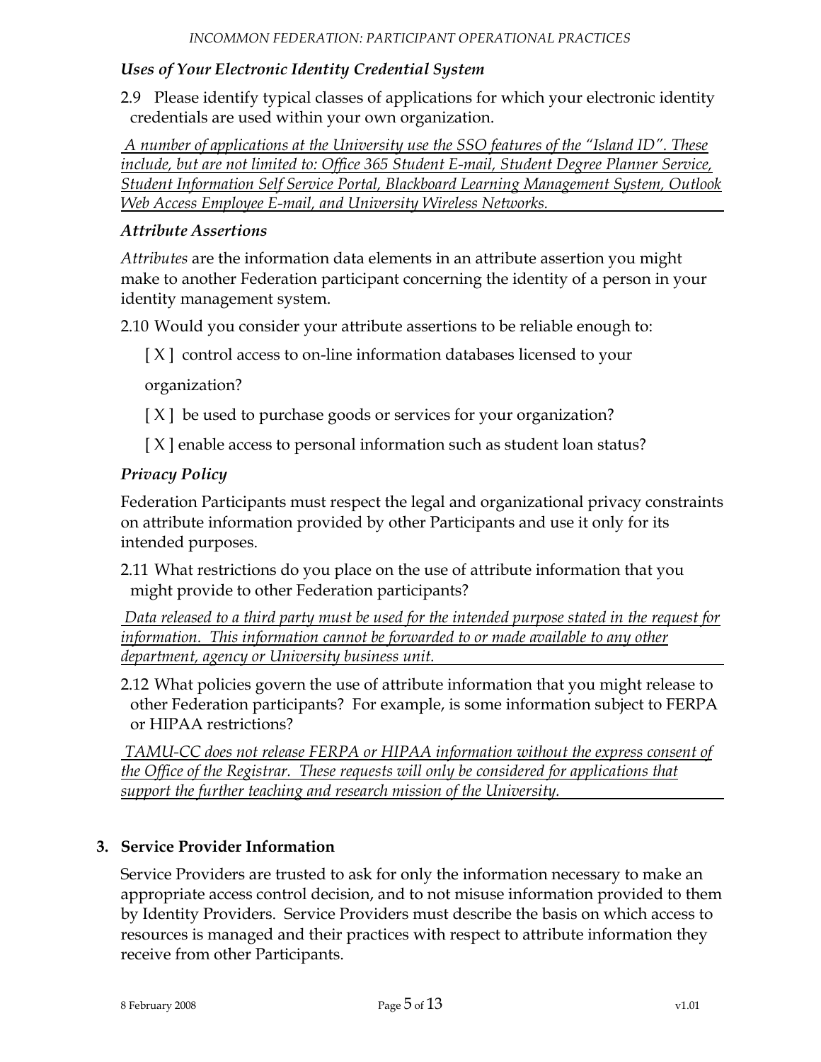### *Uses of Your Electronic Identity Credential System*

2.9 Please identify typical classes of applications for which your electronic identity credentials are used within your own organization.

*A number of applications at the University use the SSO features of the "Island ID". These include, but are not limited to: Office 365 Student E-mail, Student Degree Planner Service, Student Information Self Service Portal, Blackboard Learning Management System, Outlook Web Access Employee E-mail, and University Wireless Networks.*

### *Attribute Assertions*

*Attributes* are the information data elements in an attribute assertion you might make to another Federation participant concerning the identity of a person in your identity management system.

2.10 Would you consider your attribute assertions to be reliable enough to:

[ X ] control access to on-line information databases licensed to your organization?

[ X ] be used to purchase goods or services for your organization?

[ X ] enable access to personal information such as student loan status?

### *Privacy Policy*

Federation Participants must respect the legal and organizational privacy constraints on attribute information provided by other Participants and use it only for its intended purposes.

2.11 What restrictions do you place on the use of attribute information that you might provide to other Federation participants?

*Data released to a third party must be used for the intended purpose stated in the request for information. This information cannot be forwarded to or made available to any other department, agency or University business unit.*

2.12 What policies govern the use of attribute information that you might release to other Federation participants? For example, is some information subject to FERPA or HIPAA restrictions?

*TAMU-CC does not release FERPA or HIPAA information without the express consent of the Office of the Registrar. These requests will only be considered for applications that support the further teaching and research mission of the University.*

## 3. Service Provider Information

Service Providers are trusted to ask for only the information necessary to make an appropriate access control decision, and to not misuse information provided to them by Identity Providers. Service Providers must describe the basis on which access to resources is managed and their practices with respect to attribute information they receive from other Participants.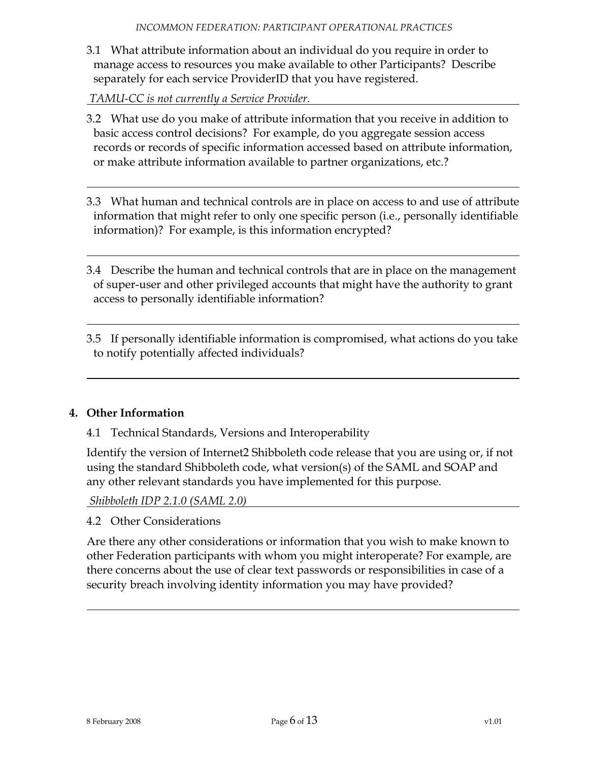3.1 What attribute information about an individual do you require in order to manage access to resources you make available to other Participants? Describe separately for each service ProviderID that you have registered.

*TAMU-CC is not currently a Service Provider.*

3.2 What use do you make of attribute information that you receive in addition to basic access control decisions? For example, do you aggregate session access records or records of specific information accessed based on attribute information, or make attribute information available to partner organizations, etc.?

3.3 What human and technical controls are in place on access to and use of attribute information that might refer to only one specific person (i.e., personally identifiable information)? For example, is this information encrypted?

3.4 Describe the human and technical controls that are in place on the management of super-user and other privileged accounts that might have the authority to grant access to personally identifiable information?

3.5 If personally identifiable information is compromised, what actions do you take to notify potentially affected individuals?

## 4. Other Information

### 4.1 Technical Standards, Versions and Interoperability

Identify the version of Internet2 Shibboleth code release that you are using or, if not using the standard Shibboleth code, what version(s) of the SAML and SOAP and any other relevant standards you have implemented for this purpose.

*Shibboleth IDP 2.1.0 (SAML 2.0)*

### 4.2 Other Considerations

Are there any other considerations or information that you wish to make known to other Federation participants with whom you might interoperate? For example, are there concerns about the use of clear text passwords or responsibilities in case of a security breach involving identity information you may have provided?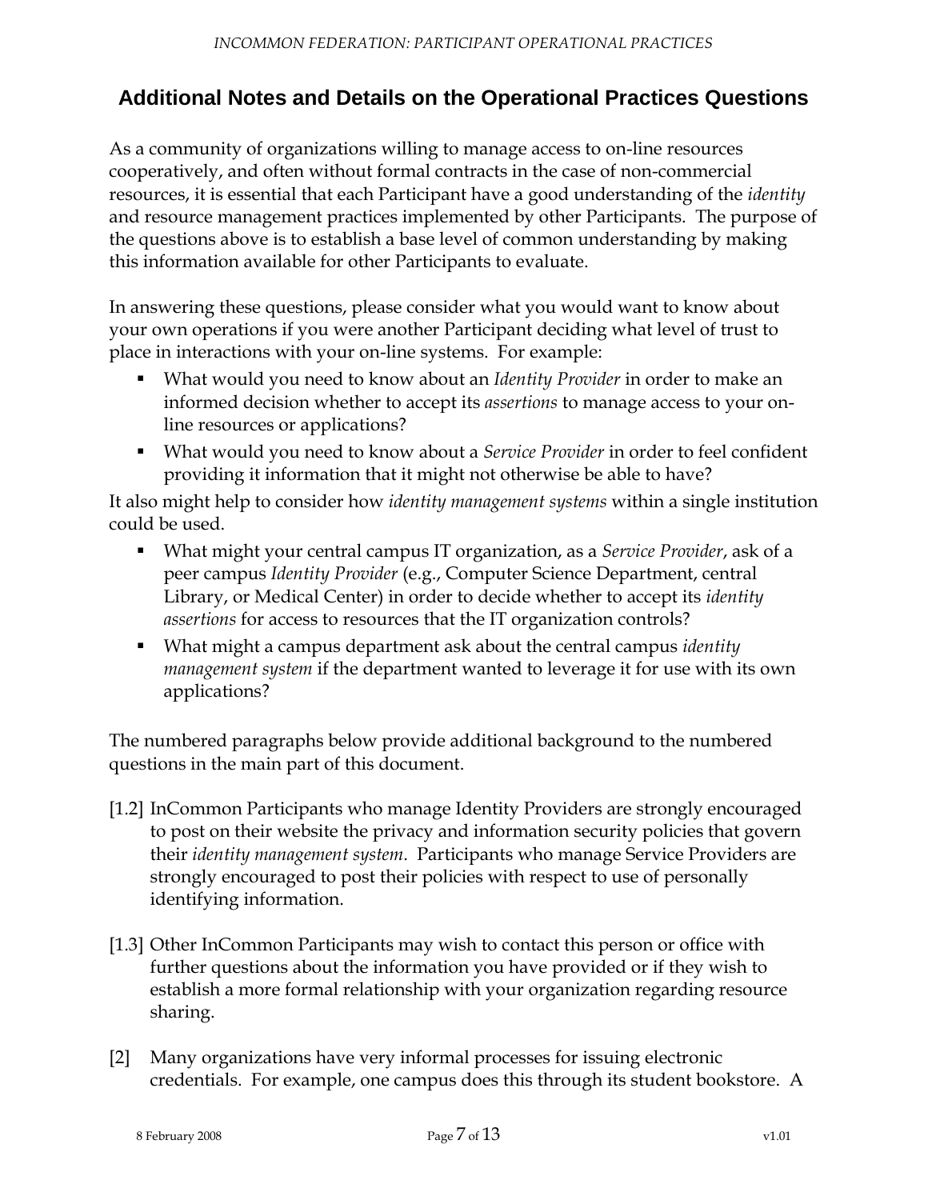## Additional Notes and Details on the Operational Practices Questions

As a community of organizations willing to manage access to on-line resources cooperatively, and often without formal contracts in the case of non-commercial resources, it is essential that each Participant have a good understanding of the *identity* and resource management practices implemented by other Participants. The purpose of the questions above is to establish a base level of common understanding by making this information available for other Participants to evaluate.

In answering these questions, please consider what you would want to know about your own operations if you were another Participant deciding what level of trust to place in interactions with your on-line systems. For example:

- What would you need to know about an *Identity Provider* in order to make an informed decision whether to accept its *assertions* to manage access to your on-line resources or applications?
- What would you need to know about a *Service Provider* in order to feel confident providing it information that it might not otherwise be able to have?

It also might help to consider how *identity management systems* within a single institution could be used.

- What might your central campus IT organization, as a *Service Provider*, ask of a peer campus *Identity Provider* (e.g., Computer Science Department, central Library, or Medical Center) in order to decide whether to accept its *identity assertions* for access to resources that the IT organization controls?
- What might a campus department ask about the central campus *identity management system* if the department wanted to leverage it for use with its own applications?

The numbered paragraphs below provide additional background to the numbered questions in the main part of this document.

[1.2] InCommon Participants who manage Identity Providers are strongly encouraged to post on their website the privacy and information security policies that govern their *identity management system*. Participants who manage Service Providers are strongly encouraged to post their policies with respect to use of personally identifying information.

[1.3] Other InCommon Participants may wish to contact this person or office with further questions about the information you have provided or if they wish to establish a more formal relationship with your organization regarding resource sharing.

[2] Many organizations have very informal processes for issuing electronic credentials. For example, one campus does this through its student bookstore. A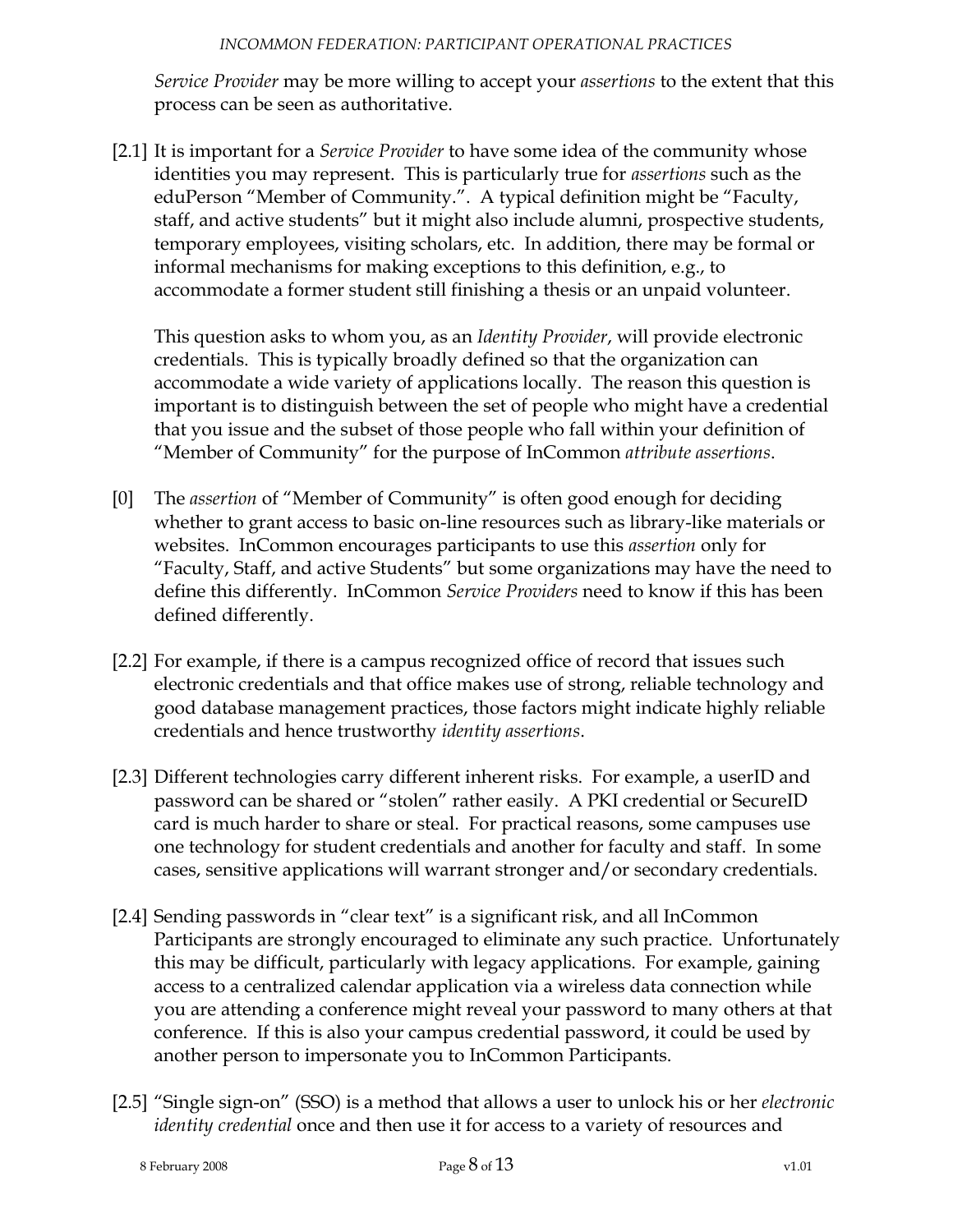*Service Provider* may be more willing to accept your *assertions* to the extent that this process can be seen as authoritative.

[2.1] It is important for a *Service Provider* to have some idea of the community whose identities you may represent. This is particularly true for *assertions* such as the eduPerson "Member of Community.". A typical definition might be "Faculty, staff, and active students" but it might also include alumni, prospective students, temporary employees, visiting scholars, etc. In addition, there may be formal or informal mechanisms for making exceptions to this definition, e.g., to accommodate a former student still finishing a thesis or an unpaid volunteer.

This question asks to whom you, as an *Identity Provider*, will provide electronic credentials. This is typically broadly defined so that the organization can accommodate a wide variety of applications locally. The reason this question is important is to distinguish between the set of people who might have a credential that you issue and the subset of those people who fall within your definition of "Member of Community" for the purpose of InCommon *attribute assertions*.

[0] The *assertion* of "Member of Community" is often good enough for deciding whether to grant access to basic on-line resources such as library-like materials or websites. InCommon encourages participants to use this *assertion* only for "Faculty, Staff, and active Students" but some organizations may have the need to define this differently. InCommon *Service Providers* need to know if this has been defined differently.

[2.2] For example, if there is a campus recognized office of record that issues such electronic credentials and that office makes use of strong, reliable technology and good database management practices, those factors might indicate highly reliable credentials and hence trustworthy *identity assertions*.

[2.3] Different technologies carry different inherent risks. For example, a userID and password can be shared or "stolen" rather easily. A PKI credential or SecureID card is much harder to share or steal. For practical reasons, some campuses use one technology for student credentials and another for faculty and staff. In some cases, sensitive applications will warrant stronger and/or secondary credentials.

[2.4] Sending passwords in "clear text" is a significant risk, and all InCommon Participants are strongly encouraged to eliminate any such practice. Unfortunately this may be difficult, particularly with legacy applications. For example, gaining access to a centralized calendar application via a wireless data connection while you are attending a conference might reveal your password to many others at that conference. If this is also your campus credential password, it could be used by another person to impersonate you to InCommon Participants.

[2.5] "Single sign-on" (SSO) is a method that allows a user to unlock his or her *electronic identity credential* once and then use it for access to a variety of resources and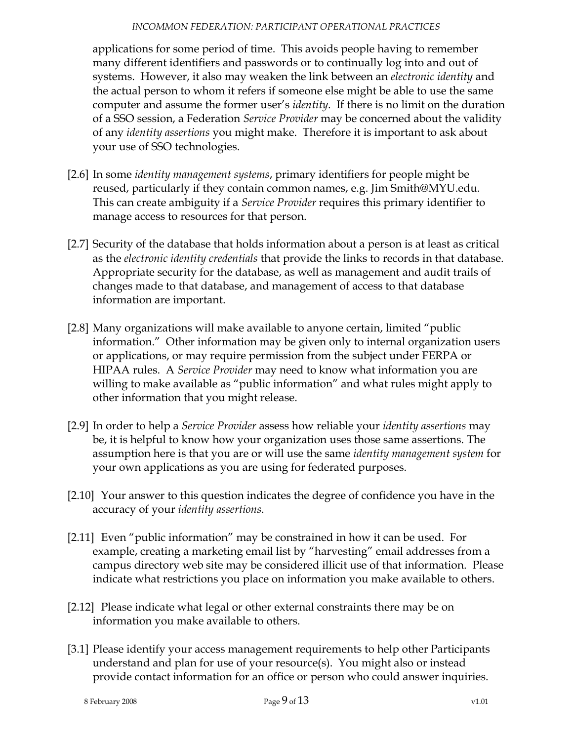applications for some period of time. This avoids people having to remember many different identifiers and passwords or to continually log into and out of systems. However, it also may weaken the link between an *electronic identity* and the actual person to whom it refers if someone else might be able to use the same computer and assume the former user's *identity*. If there is no limit on the duration of a SSO session, a Federation *Service Provider* may be concerned about the validity of any *identity assertions* you might make. Therefore it is important to ask about your use of SSO technologies.

[2.6] In some *identity management systems*, primary identifiers for people might be reused, particularly if they contain common names, e.g. Jim Smith@MYU.edu. This can create ambiguity if a *Service Provider* requires this primary identifier to manage access to resources for that person.

[2.7] Security of the database that holds information about a person is at least as critical as the *electronic identity credentials* that provide the links to records in that database. Appropriate security for the database, as well as management and audit trails of changes made to that database, and management of access to that database information are important.

[2.8] Many organizations will make available to anyone certain, limited "public information." Other information may be given only to internal organization users or applications, or may require permission from the subject under FERPA or HIPAA rules. A *Service Provider* may need to know what information you are willing to make available as "public information" and what rules might apply to other information that you might release.

[2.9] In order to help a *Service Provider* assess how reliable your *identity assertions* may be, it is helpful to know how your organization uses those same assertions. The assumption here is that you are or will use the same *identity management system* for your own applications as you are using for federated purposes.

[2.10] Your answer to this question indicates the degree of confidence you have in the accuracy of your *identity assertions*.

[2.11] Even "public information" may be constrained in how it can be used. For example, creating a marketing email list by "harvesting" email addresses from a campus directory web site may be considered illicit use of that information. Please indicate what restrictions you place on information you make available to others.

[2.12] Please indicate what legal or other external constraints there may be on information you make available to others.

[3.1] Please identify your access management requirements to help other Participants understand and plan for use of your resource(s). You might also or instead provide contact information for an office or person who could answer inquiries.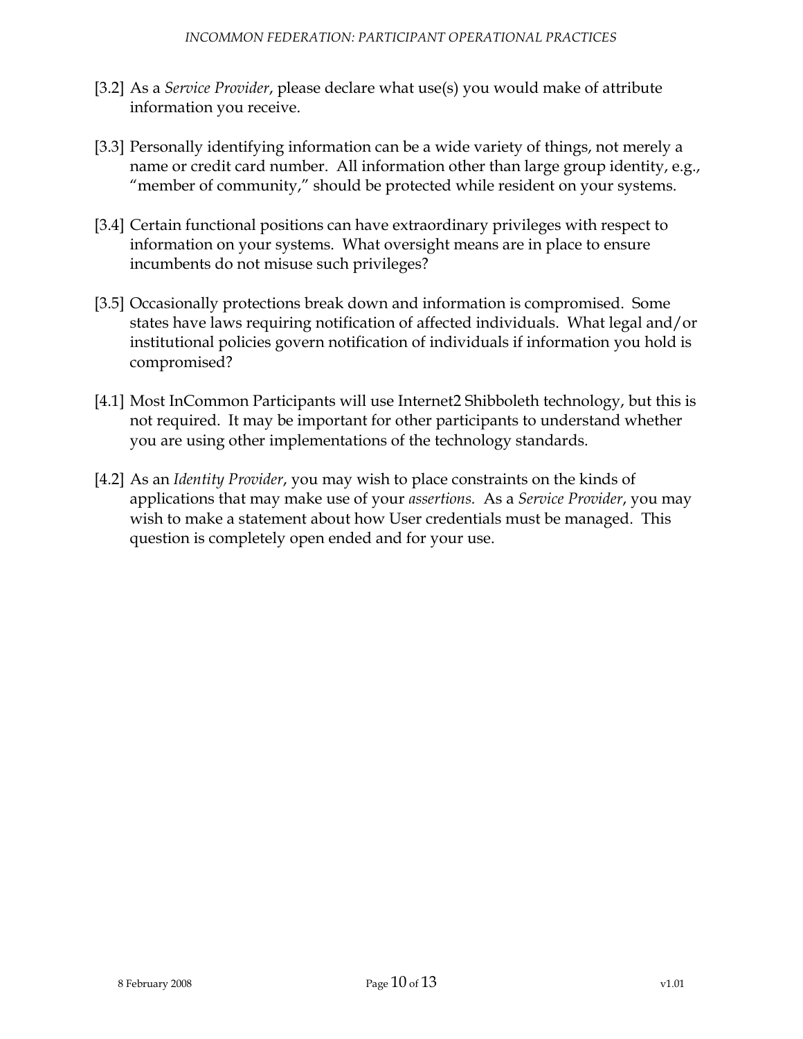[3.2] As a *Service Provider*, please declare what use(s) you would make of attribute information you receive.

[3.3] Personally identifying information can be a wide variety of things, not merely a name or credit card number. All information other than large group identity, e.g., "member of community," should be protected while resident on your systems.

[3.4] Certain functional positions can have extraordinary privileges with respect to information on your systems. What oversight means are in place to ensure incumbents do not misuse such privileges?

[3.5] Occasionally protections break down and information is compromised. Some states have laws requiring notification of affected individuals. What legal and/or institutional policies govern notification of individuals if information you hold is compromised?

[4.1] Most InCommon Participants will use Internet2 Shibboleth technology, but this is not required. It may be important for other participants to understand whether you are using other implementations of the technology standards.

[4.2] As an *Identity Provider*, you may wish to place constraints on the kinds of applications that may make use of your *assertions.* As a *Service Provider*, you may wish to make a statement about how User credentials must be managed. This question is completely open ended and for your use.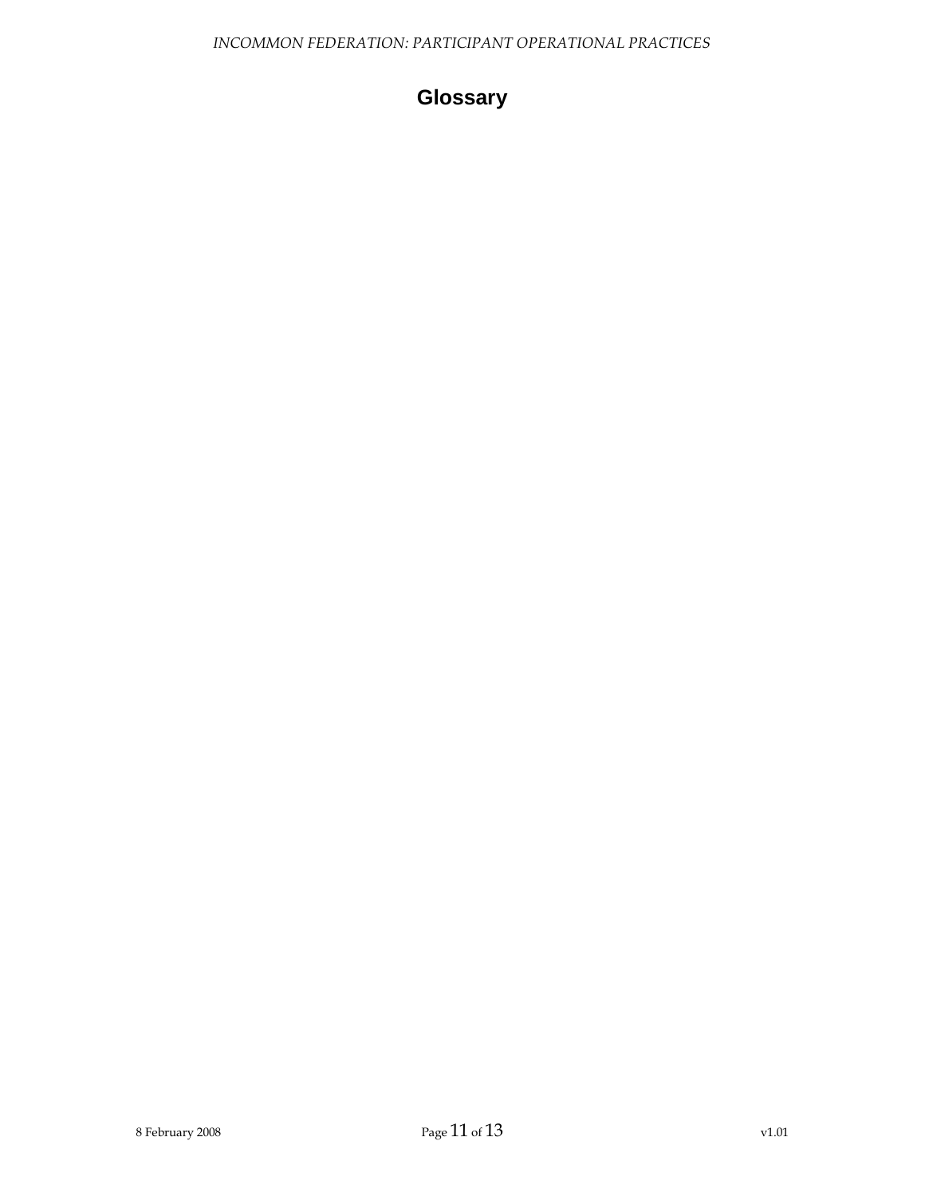# Glossary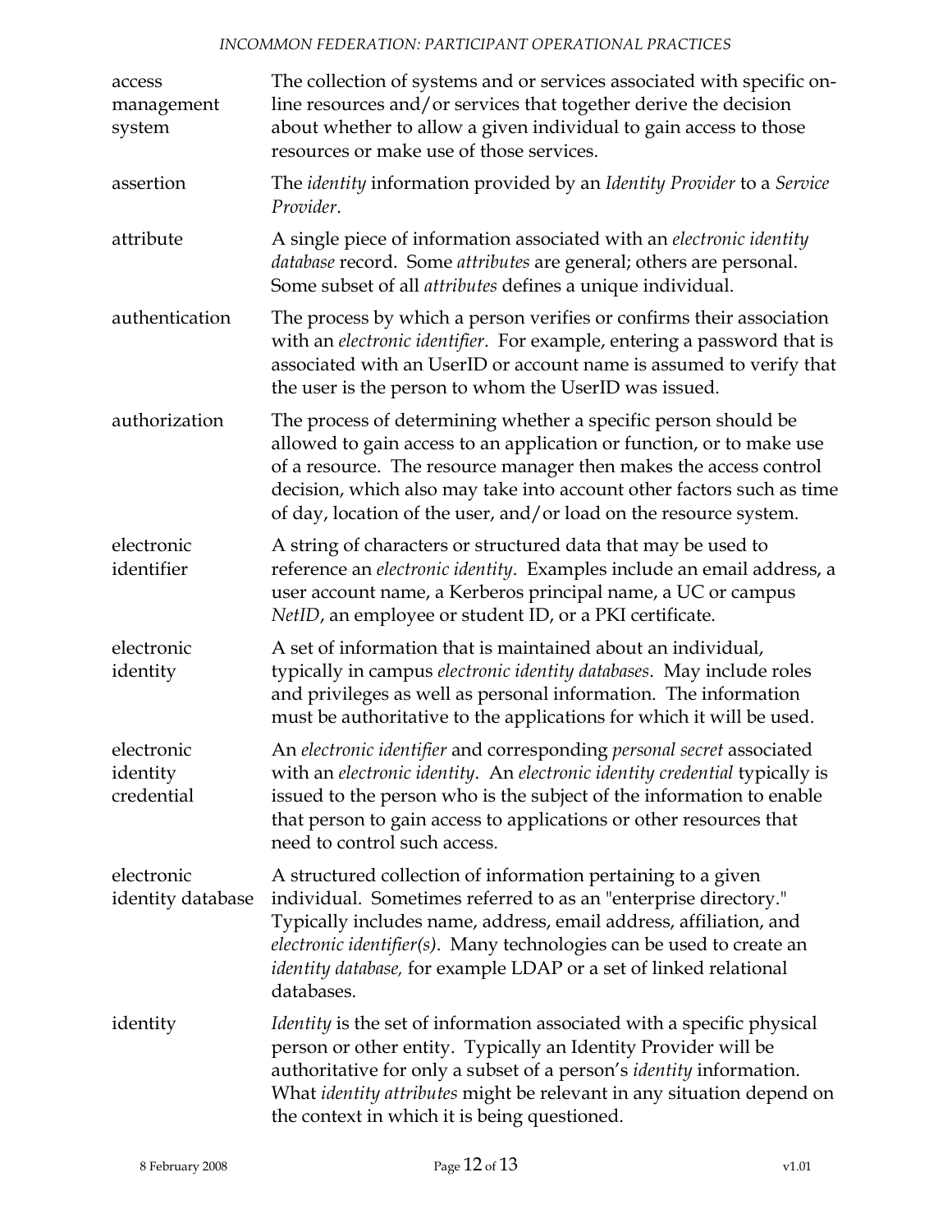| | |
|---|---|
| access management system | The collection of systems and or services associated with specific on-line resources and/or services that together derive the decision about whether to allow a given individual to gain access to those resources or make use of those services. |
| assertion | The *identity* information provided by an *Identity Provider* to a *Service Provider*. |
| attribute | A single piece of information associated with an *electronic identity database* record. Some *attributes* are general; others are personal. Some subset of all *attributes* defines a unique individual. |
| authentication | The process by which a person verifies or confirms their association with an *electronic identifier*. For example, entering a password that is associated with an UserID or account name is assumed to verify that the user is the person to whom the UserID was issued. |
| authorization | The process of determining whether a specific person should be allowed to gain access to an application or function, or to make use of a resource. The resource manager then makes the access control decision, which also may take into account other factors such as time of day, location of the user, and/or load on the resource system. |
| electronic identifier | A string of characters or structured data that may be used to reference an *electronic identity*. Examples include an email address, a user account name, a Kerberos principal name, a UC or campus *NetID*, an employee or student ID, or a PKI certificate. |
| electronic identity | A set of information that is maintained about an individual, typically in campus *electronic identity databases*. May include roles and privileges as well as personal information. The information must be authoritative to the applications for which it will be used. |
| electronic identity credential | An *electronic identifier* and corresponding *personal secret* associated with an *electronic identity*. An *electronic identity credential* typically is issued to the person who is the subject of the information to enable that person to gain access to applications or other resources that need to control such access. |
| electronic identity database | A structured collection of information pertaining to a given individual. Sometimes referred to as an "enterprise directory." Typically includes name, address, email address, affiliation, and *electronic identifier(s)*. Many technologies can be used to create an *identity database,* for example LDAP or a set of linked relational databases. |
| identity | *Identity* is the set of information associated with a specific physical person or other entity. Typically an Identity Provider will be authoritative for only a subset of a person's *identity* information. What *identity attributes* might be relevant in any situation depend on the context in which it is being questioned. |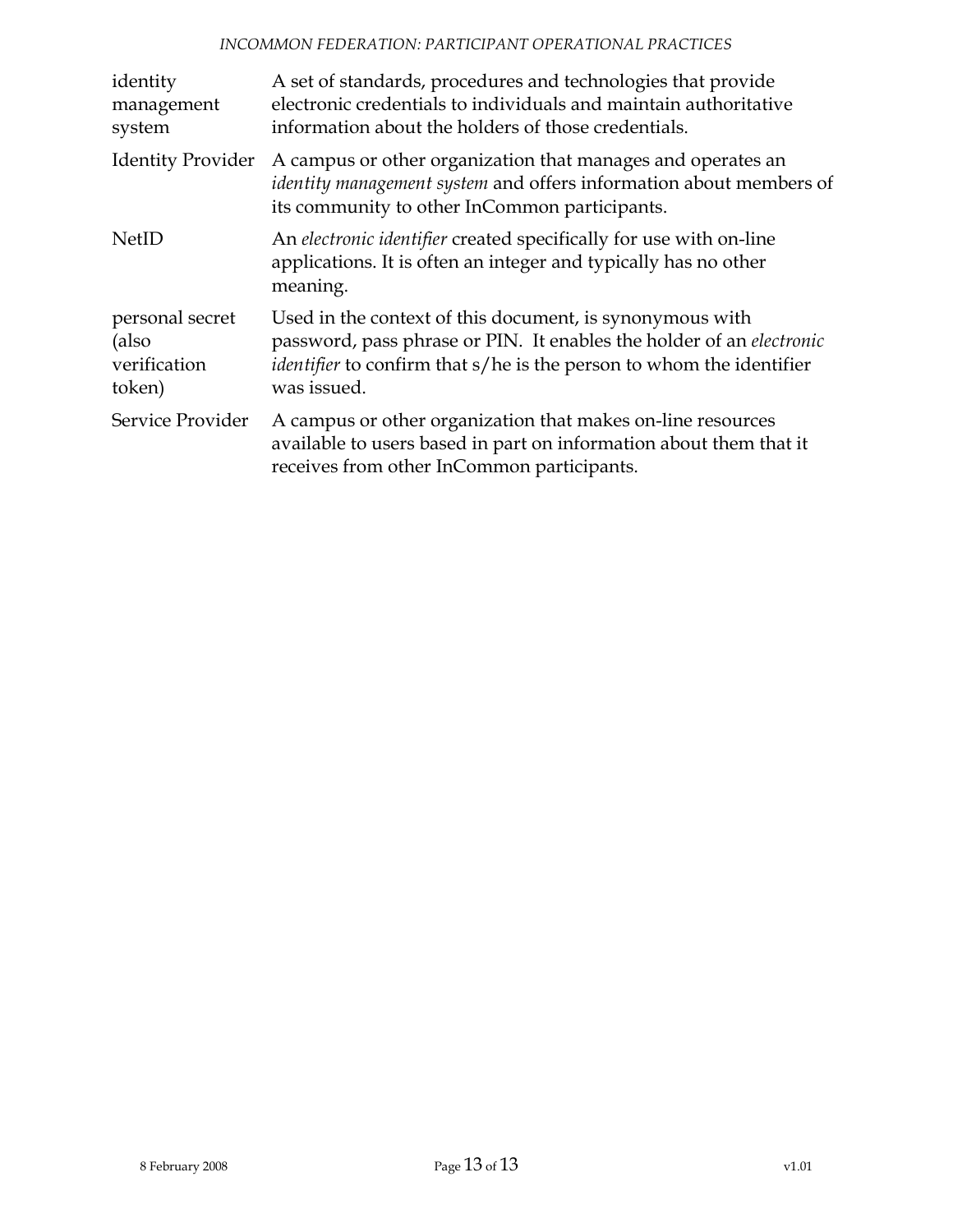| | |
|---|---|
| identity management system | A set of standards, procedures and technologies that provide electronic credentials to individuals and maintain authoritative information about the holders of those credentials. |
| Identity Provider | A campus or other organization that manages and operates an *identity management system* and offers information about members of its community to other InCommon participants. |
| NetID | An *electronic identifier* created specifically for use with on-line applications. It is often an integer and typically has no other meaning. |
| personal secret (also verification token) | Used in the context of this document, is synonymous with password, pass phrase or PIN. It enables the holder of an *electronic identifier* to confirm that s/he is the person to whom the identifier was issued. |
| Service Provider | A campus or other organization that makes on-line resources available to users based in part on information about them that it receives from other InCommon participants. |